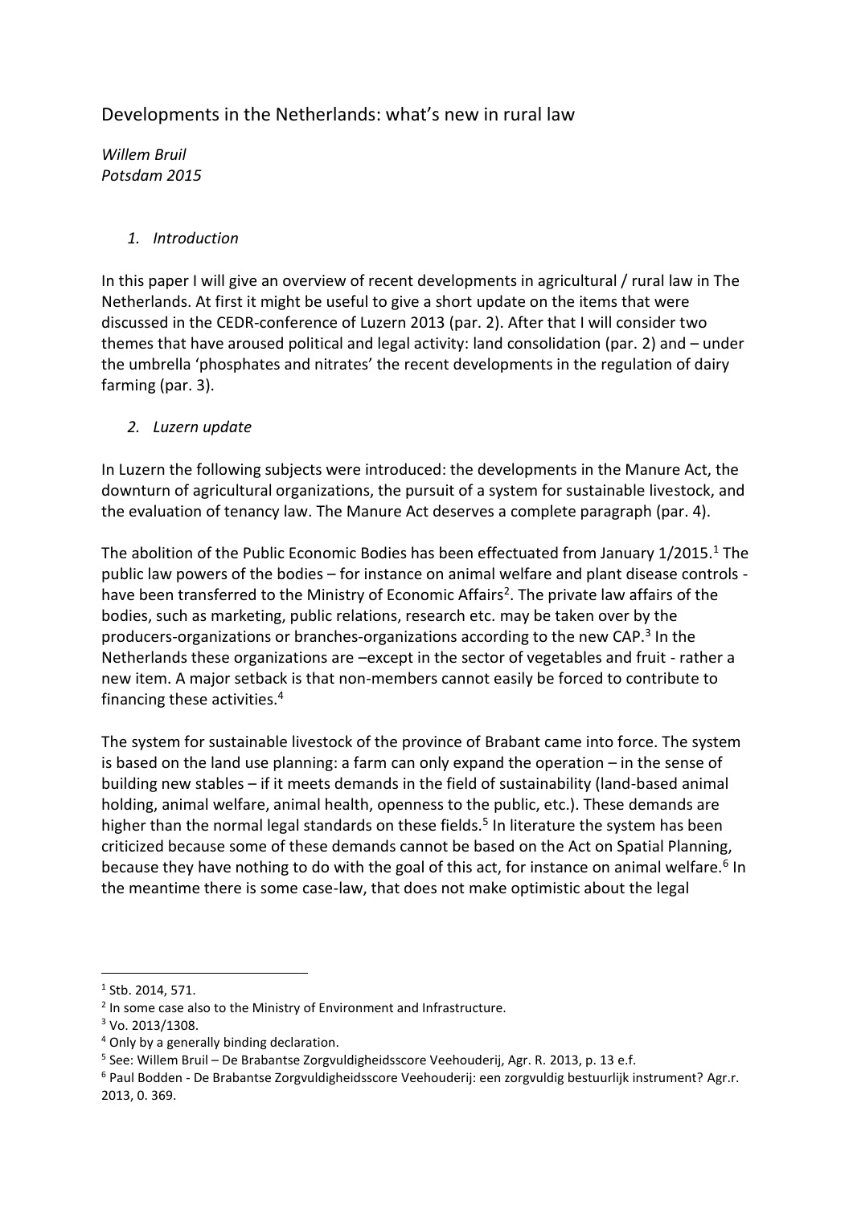# Developments in the Netherlands: what's new in rural law

*Willem Bruil*
*Potsdam 2015*

## *1. Introduction*

In this paper I will give an overview of recent developments in agricultural / rural law in The Netherlands. At first it might be useful to give a short update on the items that were discussed in the CEDR-conference of Luzern 2013 (par. 2). After that I will consider two themes that have aroused political and legal activity: land consolidation (par. 2) and – under the umbrella 'phosphates and nitrates' the recent developments in the regulation of dairy farming (par. 3).

## *2. Luzern update*

In Luzern the following subjects were introduced: the developments in the Manure Act, the downturn of agricultural organizations, the pursuit of a system for sustainable livestock, and the evaluation of tenancy law. The Manure Act deserves a complete paragraph (par. 4).

The abolition of the Public Economic Bodies has been effectuated from January 1/2015.[1] The public law powers of the bodies – for instance on animal welfare and plant disease controls - have been transferred to the Ministry of Economic Affairs[2]. The private law affairs of the bodies, such as marketing, public relations, research etc. may be taken over by the producers-organizations or branches-organizations according to the new CAP.[3] In the Netherlands these organizations are –except in the sector of vegetables and fruit - rather a new item. A major setback is that non-members cannot easily be forced to contribute to financing these activities.[4]

The system for sustainable livestock of the province of Brabant came into force. The system is based on the land use planning: a farm can only expand the operation – in the sense of building new stables – if it meets demands in the field of sustainability (land-based animal holding, animal welfare, animal health, openness to the public, etc.). These demands are higher than the normal legal standards on these fields.[5] In literature the system has been criticized because some of these demands cannot be based on the Act on Spatial Planning, because they have nothing to do with the goal of this act, for instance on animal welfare.[6] In the meantime there is some case-law, that does not make optimistic about the legal

---

[1] Stb. 2014, 571.

[2] In some case also to the Ministry of Environment and Infrastructure.

[3] Vo. 2013/1308.

[4] Only by a generally binding declaration.

[5] See: Willem Bruil – De Brabantse Zorgvuldigheidsscore Veehouderij, Agr. R. 2013, p. 13 e.f.

[6] Paul Bodden - De Brabantse Zorgvuldigheidsscore Veehouderij: een zorgvuldig bestuurlijk instrument? Agr.r. 2013, 0. 369.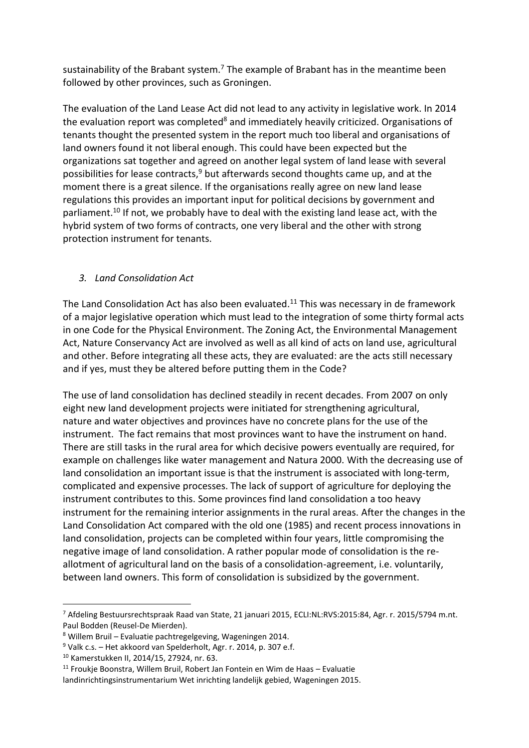sustainability of the Brabant system.[7] The example of Brabant has in the meantime been followed by other provinces, such as Groningen.

The evaluation of the Land Lease Act did not lead to any activity in legislative work. In 2014 the evaluation report was completed[8] and immediately heavily criticized. Organisations of tenants thought the presented system in the report much too liberal and organisations of land owners found it not liberal enough. This could have been expected but the organizations sat together and agreed on another legal system of land lease with several possibilities for lease contracts,[9] but afterwards second thoughts came up, and at the moment there is a great silence. If the organisations really agree on new land lease regulations this provides an important input for political decisions by government and parliament.[10] If not, we probably have to deal with the existing land lease act, with the hybrid system of two forms of contracts, one very liberal and the other with strong protection instrument for tenants.

### *3. Land Consolidation Act*

The Land Consolidation Act has also been evaluated.[11] This was necessary in de framework of a major legislative operation which must lead to the integration of some thirty formal acts in one Code for the Physical Environment. The Zoning Act, the Environmental Management Act, Nature Conservancy Act are involved as well as all kind of acts on land use, agricultural and other. Before integrating all these acts, they are evaluated: are the acts still necessary and if yes, must they be altered before putting them in the Code?

The use of land consolidation has declined steadily in recent decades. From 2007 on only eight new land development projects were initiated for strengthening agricultural, nature and water objectives and provinces have no concrete plans for the use of the instrument. The fact remains that most provinces want to have the instrument on hand. There are still tasks in the rural area for which decisive powers eventually are required, for example on challenges like water management and Natura 2000. With the decreasing use of land consolidation an important issue is that the instrument is associated with long-term, complicated and expensive processes. The lack of support of agriculture for deploying the instrument contributes to this. Some provinces find land consolidation a too heavy instrument for the remaining interior assignments in the rural areas. After the changes in the Land Consolidation Act compared with the old one (1985) and recent process innovations in land consolidation, projects can be completed within four years, little compromising the negative image of land consolidation. A rather popular mode of consolidation is the re-allotment of agricultural land on the basis of a consolidation-agreement, i.e. voluntarily, between land owners. This form of consolidation is subsidized by the government.

---

[7] Afdeling Bestuursrechtspraak Raad van State, 21 januari 2015, ECLI:NL:RVS:2015:84, Agr. r. 2015/5794 m.nt. Paul Bodden (Reusel-De Mierden).

[8] Willem Bruil – Evaluatie pachtregelgeving, Wageningen 2014.

[9] Valk c.s. – Het akkoord van Spelderholt, Agr. r. 2014, p. 307 e.f.

[10] Kamerstukken II, 2014/15, 27924, nr. 63.

[11] Froukje Boonstra, Willem Bruil, Robert Jan Fontein en Wim de Haas – Evaluatie landinrichtingsinstrumentarium Wet inrichting landelijk gebied, Wageningen 2015.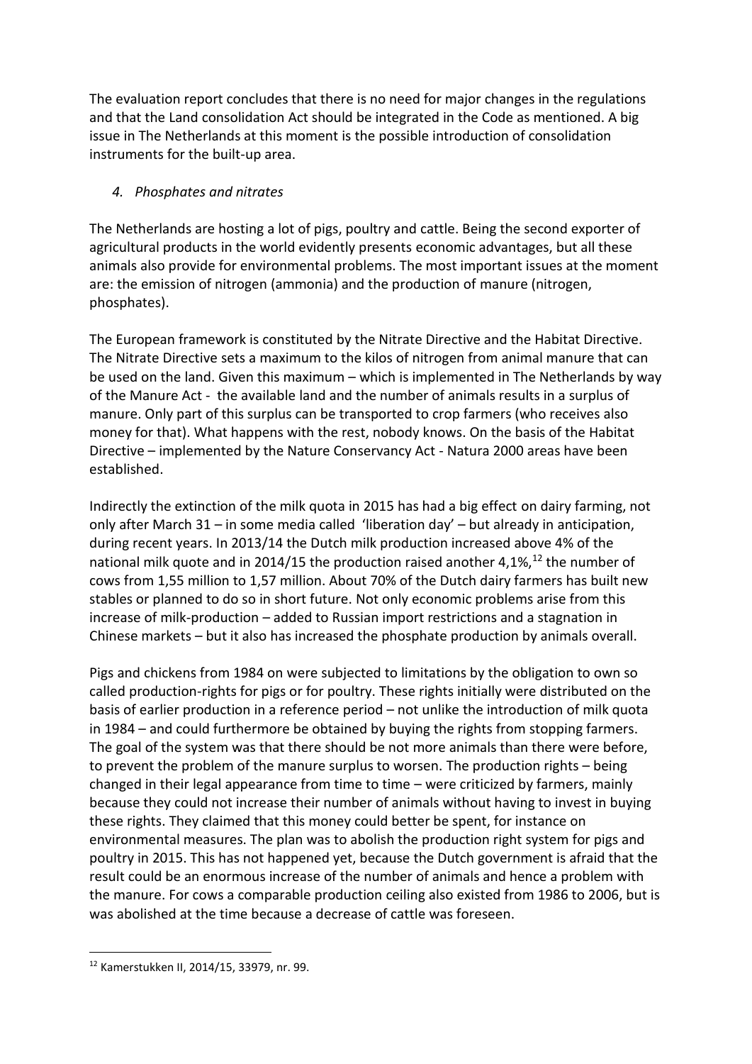The evaluation report concludes that there is no need for major changes in the regulations and that the Land consolidation Act should be integrated in the Code as mentioned. A big issue in The Netherlands at this moment is the possible introduction of consolidation instruments for the built-up area.

## *4. Phosphates and nitrates*

The Netherlands are hosting a lot of pigs, poultry and cattle. Being the second exporter of agricultural products in the world evidently presents economic advantages, but all these animals also provide for environmental problems. The most important issues at the moment are: the emission of nitrogen (ammonia) and the production of manure (nitrogen, phosphates).

The European framework is constituted by the Nitrate Directive and the Habitat Directive. The Nitrate Directive sets a maximum to the kilos of nitrogen from animal manure that can be used on the land. Given this maximum – which is implemented in The Netherlands by way of the Manure Act - the available land and the number of animals results in a surplus of manure. Only part of this surplus can be transported to crop farmers (who receives also money for that). What happens with the rest, nobody knows. On the basis of the Habitat Directive – implemented by the Nature Conservancy Act - Natura 2000 areas have been established.

Indirectly the extinction of the milk quota in 2015 has had a big effect on dairy farming, not only after March 31 – in some media called 'liberation day' – but already in anticipation, during recent years. In 2013/14 the Dutch milk production increased above 4% of the national milk quote and in 2014/15 the production raised another 4,1%,[12] the number of cows from 1,55 million to 1,57 million. About 70% of the Dutch dairy farmers has built new stables or planned to do so in short future. Not only economic problems arise from this increase of milk-production – added to Russian import restrictions and a stagnation in Chinese markets – but it also has increased the phosphate production by animals overall.

Pigs and chickens from 1984 on were subjected to limitations by the obligation to own so called production-rights for pigs or for poultry. These rights initially were distributed on the basis of earlier production in a reference period – not unlike the introduction of milk quota in 1984 – and could furthermore be obtained by buying the rights from stopping farmers. The goal of the system was that there should be not more animals than there were before, to prevent the problem of the manure surplus to worsen. The production rights – being changed in their legal appearance from time to time – were criticized by farmers, mainly because they could not increase their number of animals without having to invest in buying these rights. They claimed that this money could better be spent, for instance on environmental measures. The plan was to abolish the production right system for pigs and poultry in 2015. This has not happened yet, because the Dutch government is afraid that the result could be an enormous increase of the number of animals and hence a problem with the manure. For cows a comparable production ceiling also existed from 1986 to 2006, but is was abolished at the time because a decrease of cattle was foreseen.

---

[12] Kamerstukken II, 2014/15, 33979, nr. 99.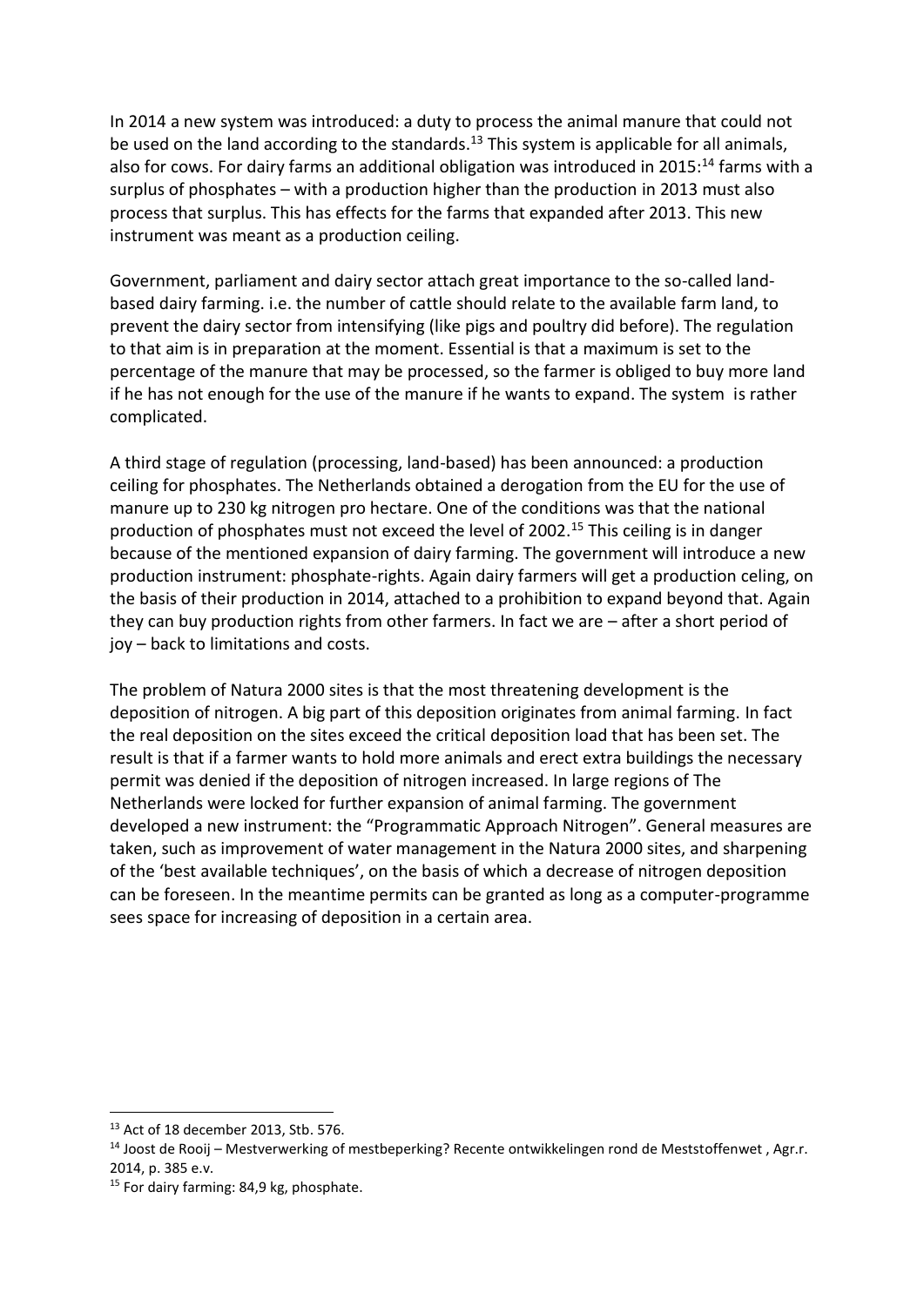In 2014 a new system was introduced: a duty to process the animal manure that could not be used on the land according to the standards.[13] This system is applicable for all animals, also for cows. For dairy farms an additional obligation was introduced in 2015:[14] farms with a surplus of phosphates – with a production higher than the production in 2013 must also process that surplus. This has effects for the farms that expanded after 2013. This new instrument was meant as a production ceiling.

Government, parliament and dairy sector attach great importance to the so-called land-based dairy farming. i.e. the number of cattle should relate to the available farm land, to prevent the dairy sector from intensifying (like pigs and poultry did before). The regulation to that aim is in preparation at the moment. Essential is that a maximum is set to the percentage of the manure that may be processed, so the farmer is obliged to buy more land if he has not enough for the use of the manure if he wants to expand. The system is rather complicated.

A third stage of regulation (processing, land-based) has been announced: a production ceiling for phosphates. The Netherlands obtained a derogation from the EU for the use of manure up to 230 kg nitrogen pro hectare. One of the conditions was that the national production of phosphates must not exceed the level of 2002.[15] This ceiling is in danger because of the mentioned expansion of dairy farming. The government will introduce a new production instrument: phosphate-rights. Again dairy farmers will get a production celing, on the basis of their production in 2014, attached to a prohibition to expand beyond that. Again they can buy production rights from other farmers. In fact we are – after a short period of joy – back to limitations and costs.

The problem of Natura 2000 sites is that the most threatening development is the deposition of nitrogen. A big part of this deposition originates from animal farming. In fact the real deposition on the sites exceed the critical deposition load that has been set. The result is that if a farmer wants to hold more animals and erect extra buildings the necessary permit was denied if the deposition of nitrogen increased. In large regions of The Netherlands were locked for further expansion of animal farming. The government developed a new instrument: the "Programmatic Approach Nitrogen". General measures are taken, such as improvement of water management in the Natura 2000 sites, and sharpening of the 'best available techniques', on the basis of which a decrease of nitrogen deposition can be foreseen. In the meantime permits can be granted as long as a computer-programme sees space for increasing of deposition in a certain area.

---

[13] Act of 18 december 2013, Stb. 576.

[14] Joost de Rooij – Mestverwerking of mestbeperking? Recente ontwikkelingen rond de Meststoffenwet , Agr.r. 2014, p. 385 e.v.

[15] For dairy farming: 84,9 kg, phosphate.